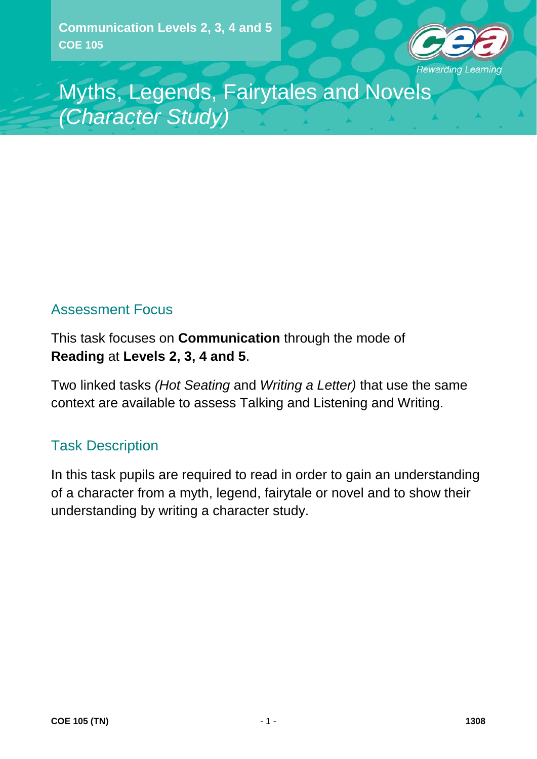**Communication Levels 2, 3, 4 and 5**
**COE 105**

# Myths, Legends, Fairytales and Novels *(Character Study)*

## Assessment Focus

This task focuses on **Communication** through the mode of **Reading** at **Levels 2, 3, 4 and 5**.

Two linked tasks *(Hot Seating* and *Writing a Letter)* that use the same context are available to assess Talking and Listening and Writing.

## Task Description

In this task pupils are required to read in order to gain an understanding of a character from a myth, legend, fairytale or novel and to show their understanding by writing a character study.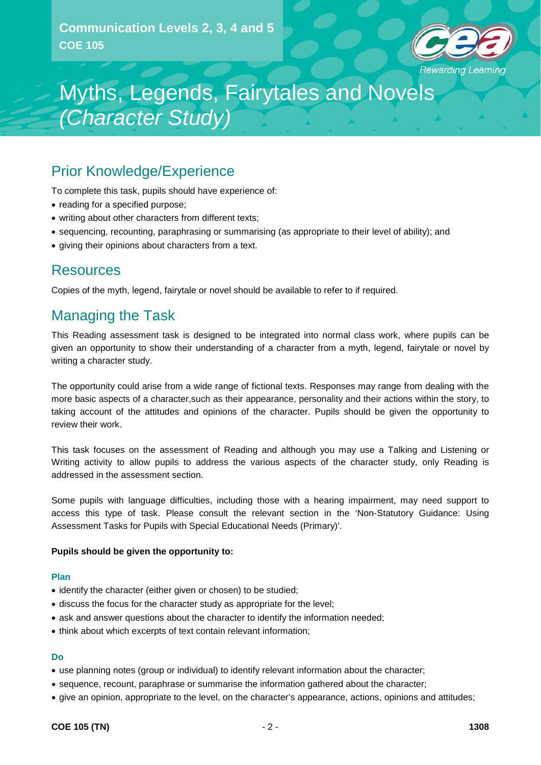Communication Levels 2, 3, 4 and 5
COE 105

# Myths, Legends, Fairytales and Novels *(Character Study)*

## Prior Knowledge/Experience

To complete this task, pupils should have experience of:

- reading for a specified purpose;
- writing about other characters from different texts;
- sequencing, recounting, paraphrasing or summarising (as appropriate to their level of ability); and
- giving their opinions about characters from a text.

## Resources

Copies of the myth, legend, fairytale or novel should be available to refer to if required.

## Managing the Task

This Reading assessment task is designed to be integrated into normal class work, where pupils can be given an opportunity to show their understanding of a character from a myth, legend, fairytale or novel by writing a character study.

The opportunity could arise from a wide range of fictional texts. Responses may range from dealing with the more basic aspects of a character,such as their appearance, personality and their actions within the story, to taking account of the attitudes and opinions of the character. Pupils should be given the opportunity to review their work.

This task focuses on the assessment of Reading and although you may use a Talking and Listening or Writing activity to allow pupils to address the various aspects of the character study, only Reading is addressed in the assessment section.

Some pupils with language difficulties, including those with a hearing impairment, may need support to access this type of task. Please consult the relevant section in the 'Non-Statutory Guidance: Using Assessment Tasks for Pupils with Special Educational Needs (Primary)'.

**Pupils should be given the opportunity to:**

#### Plan

- identify the character (either given or chosen) to be studied;
- discuss the focus for the character study as appropriate for the level;
- ask and answer questions about the character to identify the information needed;
- think about which excerpts of text contain relevant information;

#### Do

- use planning notes (group or individual) to identify relevant information about the character;
- sequence, recount, paraphrase or summarise the information gathered about the character;
- give an opinion, appropriate to the level, on the character's appearance, actions, opinions and attitudes;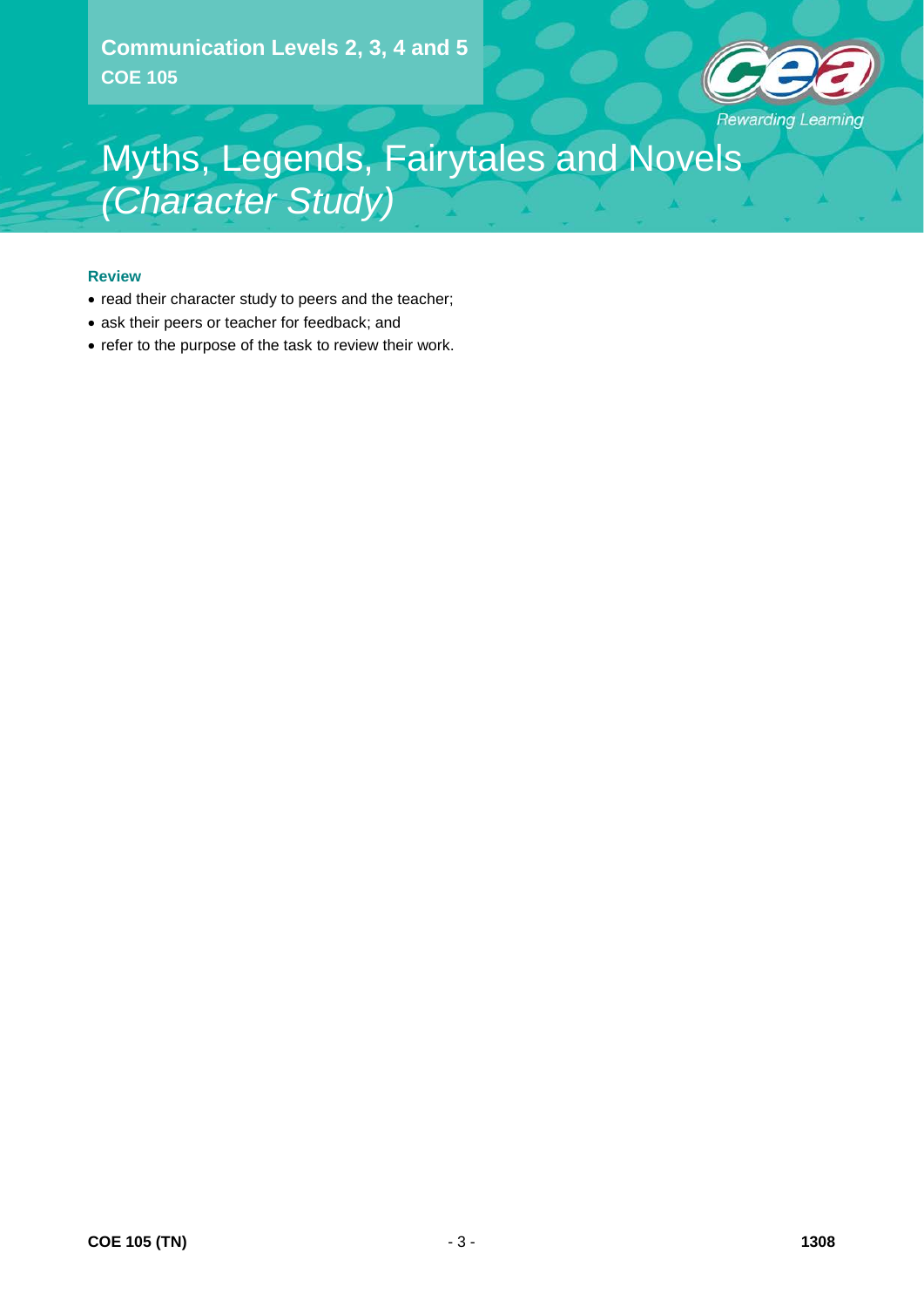Communication Levels 2, 3, 4 and 5
COE 105

# Myths, Legends, Fairytales and Novels *(Character Study)*

### Review

- read their character study to peers and the teacher;
- ask their peers or teacher for feedback; and
- refer to the purpose of the task to review their work.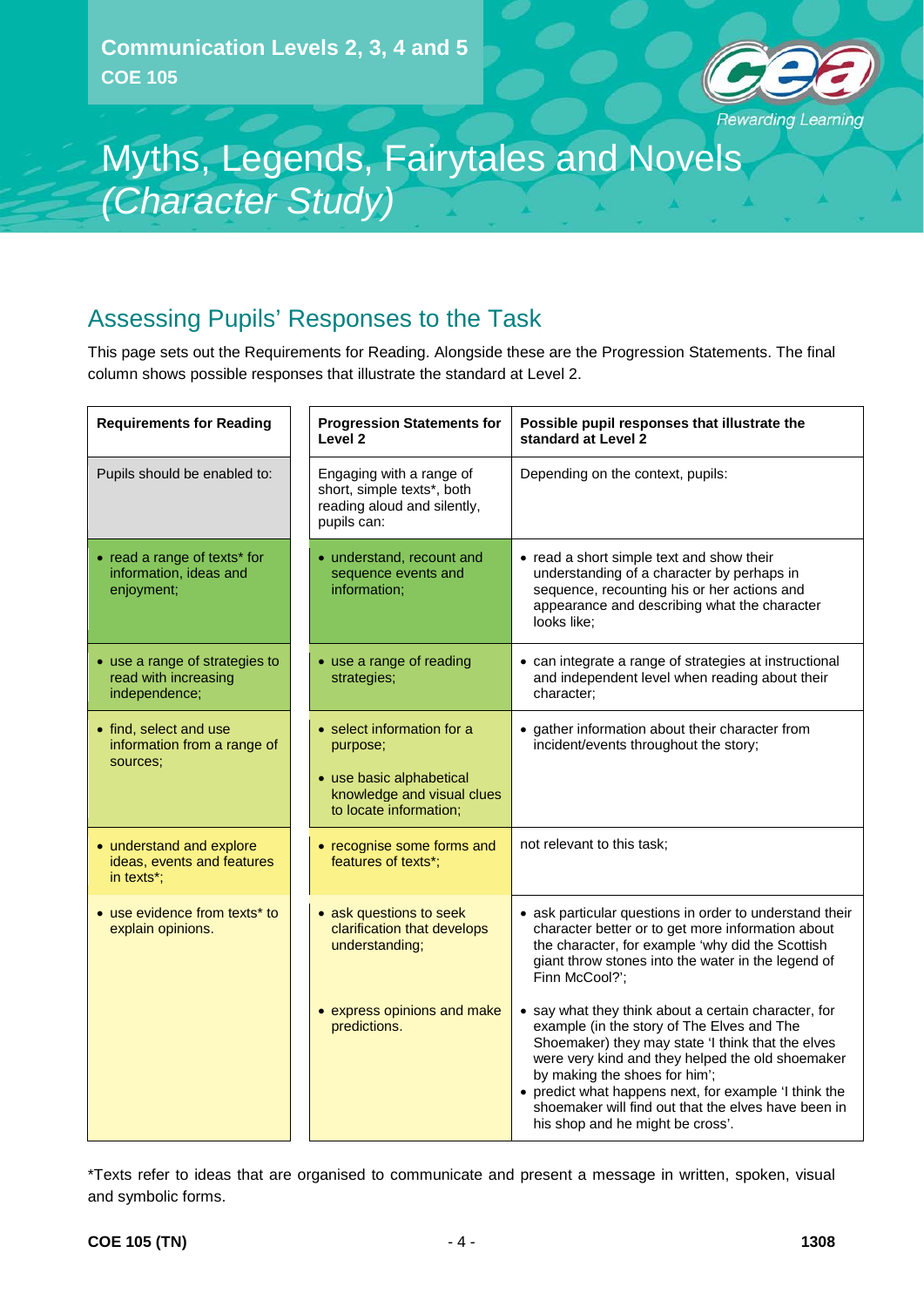Communication Levels 2, 3, 4 and 5
COE 105

# Myths, Legends, Fairytales and Novels *(Character Study)*

## Assessing Pupils' Responses to the Task

This page sets out the Requirements for Reading. Alongside these are the Progression Statements. The final column shows possible responses that illustrate the standard at Level 2.

| Requirements for Reading | Progression Statements for Level 2 | Possible pupil responses that illustrate the standard at Level 2 |
|---|---|---|
| Pupils should be enabled to: | Engaging with a range of short, simple texts*, both reading aloud and silently, pupils can: | Depending on the context, pupils: |
| • read a range of texts* for information, ideas and enjoyment; | • understand, recount and sequence events and information; | • read a short simple text and show their understanding of a character by perhaps in sequence, recounting his or her actions and appearance and describing what the character looks like; |
| • use a range of strategies to read with increasing independence; | • use a range of reading strategies; | • can integrate a range of strategies at instructional and independent level when reading about their character; |
| • find, select and use information from a range of sources; | • select information for a purpose;<br>• use basic alphabetical knowledge and visual clues to locate information; | • gather information about their character from incident/events throughout the story; |
| • understand and explore ideas, events and features in texts*; | • recognise some forms and features of texts*; | not relevant to this task; |
| • use evidence from texts* to explain opinions. | • ask questions to seek clarification that develops understanding; | • ask particular questions in order to understand their character better or to get more information about the character, for example 'why did the Scottish giant throw stones into the water in the legend of Finn McCool?'; |
| | • express opinions and make predictions. | • say what they think about a certain character, for example (in the story of The Elves and The Shoemaker) they may state 'I think that the elves were very kind and they helped the old shoemaker by making the shoes for him';<br>• predict what happens next, for example 'I think the shoemaker will find out that the elves have been in his shop and he might be cross'. |

*Texts refer to ideas that are organised to communicate and present a message in written, spoken, visual and symbolic forms.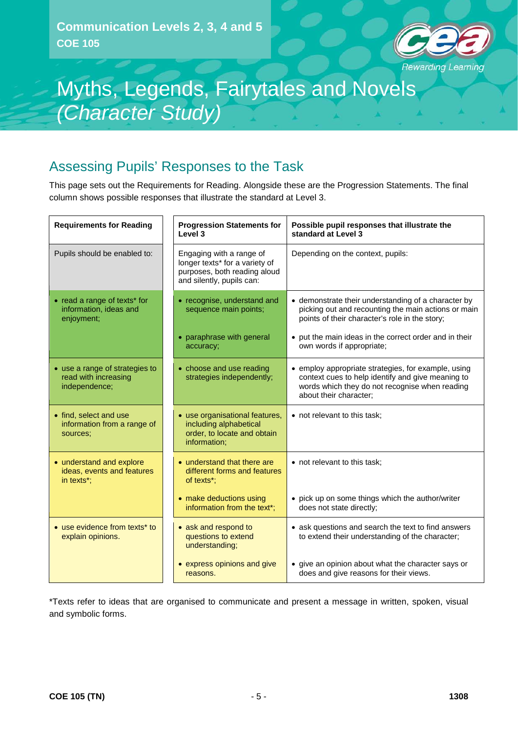Communication Levels 2, 3, 4 and 5
COE 105

# Myths, Legends, Fairytales and Novels *(Character Study)*

## Assessing Pupils' Responses to the Task

This page sets out the Requirements for Reading. Alongside these are the Progression Statements. The final column shows possible responses that illustrate the standard at Level 3.

| Requirements for Reading | Progression Statements for Level 3 | Possible pupil responses that illustrate the standard at Level 3 |
|---|---|---|
| Pupils should be enabled to: | Engaging with a range of longer texts* for a variety of purposes, both reading aloud and silently, pupils can: | Depending on the context, pupils: |
| • read a range of texts* for information, ideas and enjoyment; | • recognise, understand and sequence main points; | • demonstrate their understanding of a character by picking out and recounting the main actions or main points of their character's role in the story; |
| | • paraphrase with general accuracy; | • put the main ideas in the correct order and in their own words if appropriate; |
| • use a range of strategies to read with increasing independence; | • choose and use reading strategies independently; | • employ appropriate strategies, for example, using context cues to help identify and give meaning to words which they do not recognise when reading about their character; |
| • find, select and use information from a range of sources; | • use organisational features, including alphabetical order, to locate and obtain information; | • not relevant to this task; |
| • understand and explore ideas, events and features in texts*; | • understand that there are different forms and features of texts*; | • not relevant to this task; |
| | • make deductions using information from the text*; | • pick up on some things which the author/writer does not state directly; |
| • use evidence from texts* to explain opinions. | • ask and respond to questions to extend understanding; | • ask questions and search the text to find answers to extend their understanding of the character; |
| | • express opinions and give reasons. | • give an opinion about what the character says or does and give reasons for their views. |

*Texts refer to ideas that are organised to communicate and present a message in written, spoken, visual and symbolic forms.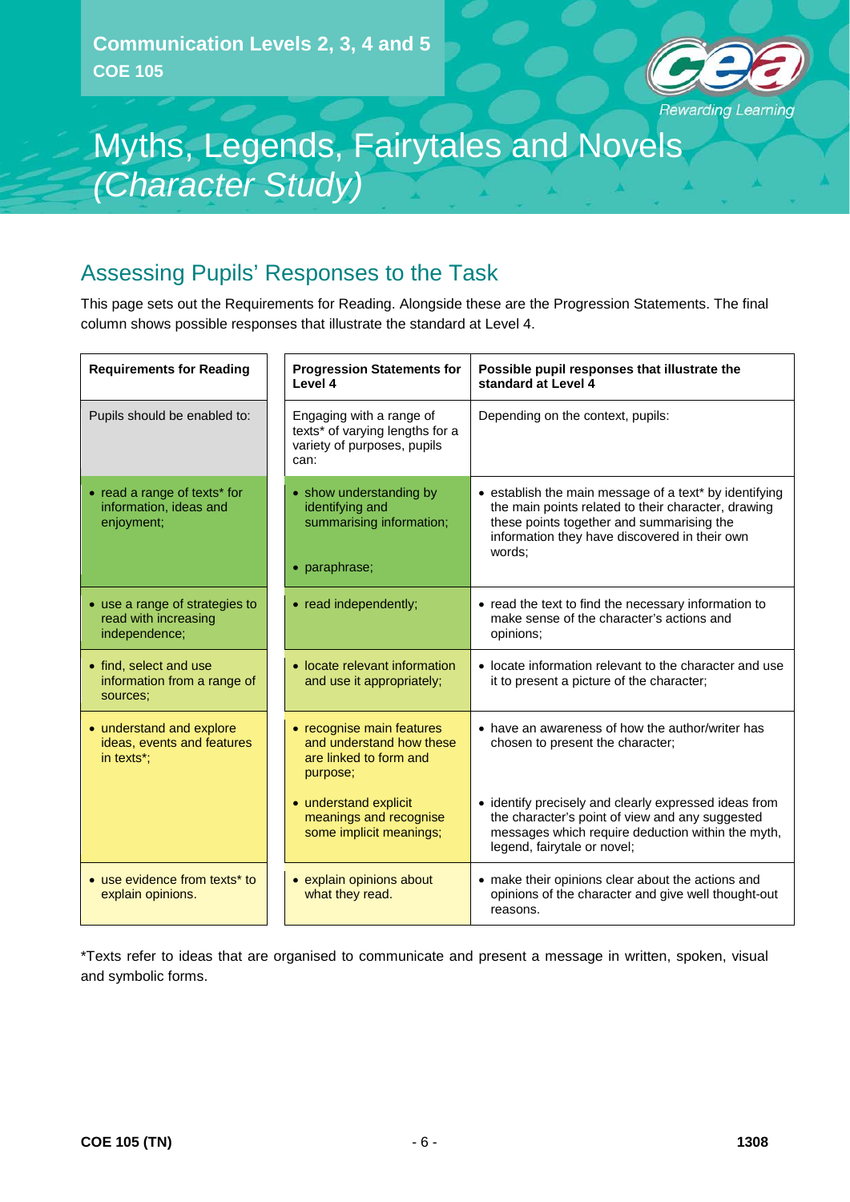Communication Levels 2, 3, 4 and 5
COE 105

# Myths, Legends, Fairytales and Novels *(Character Study)*

## Assessing Pupils' Responses to the Task

This page sets out the Requirements for Reading. Alongside these are the Progression Statements. The final column shows possible responses that illustrate the standard at Level 4.

| Requirements for Reading | Progression Statements for Level 4 | Possible pupil responses that illustrate the standard at Level 4 |
|---|---|---|
| Pupils should be enabled to: | Engaging with a range of texts* of varying lengths for a variety of purposes, pupils can: | Depending on the context, pupils: |
| • read a range of texts* for information, ideas and enjoyment; | • show understanding by identifying and summarising information;<br><br>• paraphrase; | • establish the main message of a text* by identifying the main points related to their character, drawing these points together and summarising the information they have discovered in their own words; |
| • use a range of strategies to read with increasing independence; | • read independently; | • read the text to find the necessary information to make sense of the character's actions and opinions; |
| • find, select and use information from a range of sources; | • locate relevant information and use it appropriately; | • locate information relevant to the character and use it to present a picture of the character; |
| • understand and explore ideas, events and features in texts*; | • recognise main features and understand how these are linked to form and purpose;<br><br>• understand explicit meanings and recognise some implicit meanings; | • have an awareness of how the author/writer has chosen to present the character;<br><br>• identify precisely and clearly expressed ideas from the character's point of view and any suggested messages which require deduction within the myth, legend, fairytale or novel; |
| • use evidence from texts* to explain opinions. | • explain opinions about what they read. | • make their opinions clear about the actions and opinions of the character and give well thought-out reasons. |

*Texts refer to ideas that are organised to communicate and present a message in written, spoken, visual and symbolic forms.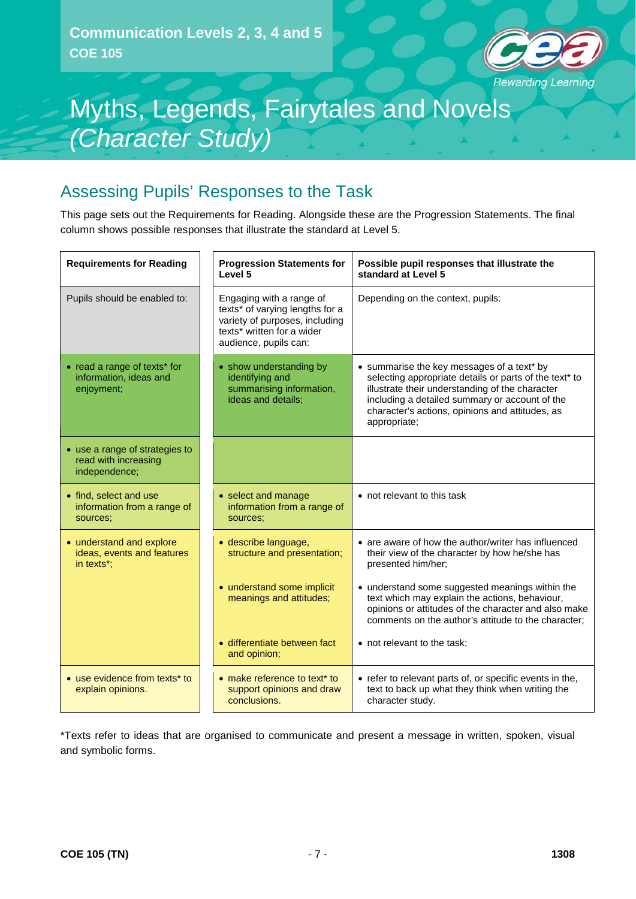Communication Levels 2, 3, 4 and 5
COE 105

# Myths, Legends, Fairytales and Novels *(Character Study)*

## Assessing Pupils' Responses to the Task

This page sets out the Requirements for Reading. Alongside these are the Progression Statements. The final column shows possible responses that illustrate the standard at Level 5.

| Requirements for Reading | Progression Statements for Level 5 | Possible pupil responses that illustrate the standard at Level 5 |
|---|---|---|
| Pupils should be enabled to: | Engaging with a range of texts* of varying lengths for a variety of purposes, including texts* written for a wider audience, pupils can: | Depending on the context, pupils: |
| • read a range of texts* for information, ideas and enjoyment; | • show understanding by identifying and summarising information, ideas and details; | • summarise the key messages of a text* by selecting appropriate details or parts of the text* to illustrate their understanding of the character including a detailed summary or account of the character's actions, opinions and attitudes, as appropriate; |
| • use a range of strategies to read with increasing independence; | | |
| • find, select and use information from a range of sources; | • select and manage information from a range of sources; | • not relevant to this task |
| • understand and explore ideas, events and features in texts*; | • describe language, structure and presentation; | • are aware of how the author/writer has influenced their view of the character by how he/she has presented him/her; |
| | • understand some implicit meanings and attitudes; | • understand some suggested meanings within the text which may explain the actions, behaviour, opinions or attitudes of the character and also make comments on the author's attitude to the character; |
| | • differentiate between fact and opinion; | • not relevant to the task; |
| • use evidence from texts* to explain opinions. | • make reference to text* to support opinions and draw conclusions. | • refer to relevant parts of, or specific events in the, text to back up what they think when writing the character study. |

*Texts refer to ideas that are organised to communicate and present a message in written, spoken, visual and symbolic forms.